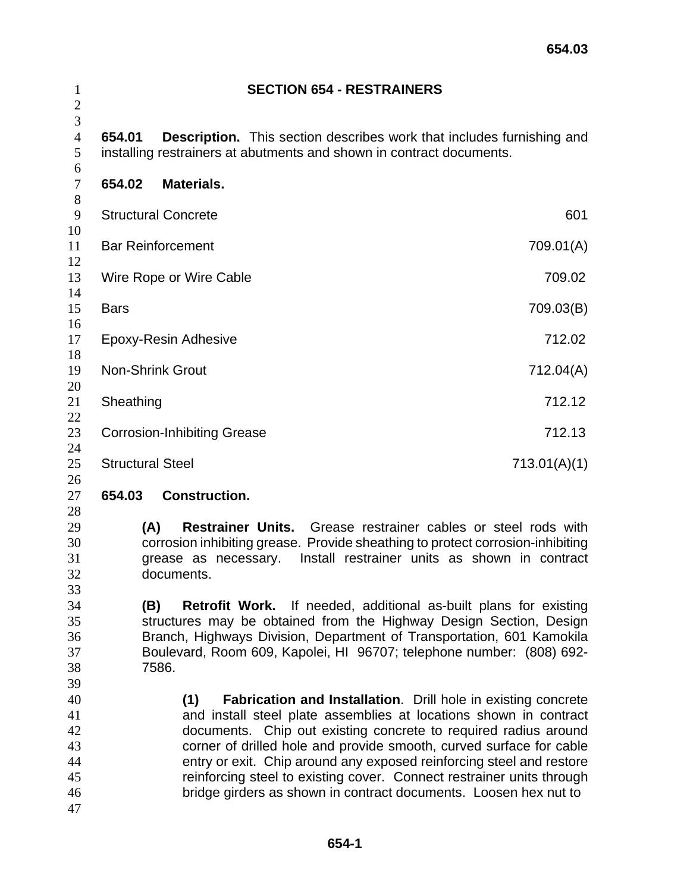# SECTION 654 - RESTRAINERS

**654.01 Description.** This section describes work that includes furnishing and installing restrainers at abutments and shown in contract documents.

**654.02 Materials.**

| | |
|---|---|
| Structural Concrete | 601 |
| Bar Reinforcement | 709.01(A) |
| Wire Rope or Wire Cable | 709.02 |
| Bars | 709.03(B) |
| Epoxy-Resin Adhesive | 712.02 |
| Non-Shrink Grout | 712.04(A) |
| Sheathing | 712.12 |
| Corrosion-Inhibiting Grease | 712.13 |
| Structural Steel | 713.01(A)(1) |

**654.03 Construction.**

**(A) Restrainer Units.** Grease restrainer cables or steel rods with corrosion inhibiting grease. Provide sheathing to protect corrosion-inhibiting grease as necessary. Install restrainer units as shown in contract documents.

**(B) Retrofit Work.** If needed, additional as-built plans for existing structures may be obtained from the Highway Design Section, Design Branch, Highways Division, Department of Transportation, 601 Kamokila Boulevard, Room 609, Kapolei, HI 96707; telephone number: (808) 692-7586.

**(1) Fabrication and Installation**. Drill hole in existing concrete and install steel plate assemblies at locations shown in contract documents. Chip out existing concrete to required radius around corner of drilled hole and provide smooth, curved surface for cable entry or exit. Chip around any exposed reinforcing steel and restore reinforcing steel to existing cover. Connect restrainer units through bridge girders as shown in contract documents. Loosen hex nut to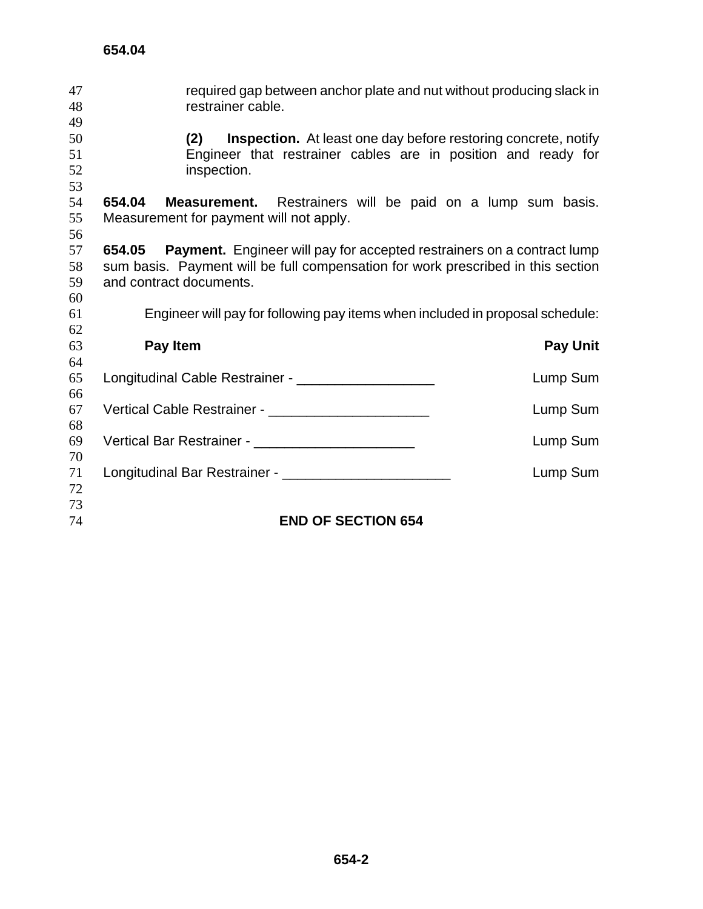required gap between anchor plate and nut without producing slack in restrainer cable.

**(2) Inspection.** At least one day before restoring concrete, notify Engineer that restrainer cables are in position and ready for inspection.

**654.04 Measurement.** Restrainers will be paid on a lump sum basis. Measurement for payment will not apply.

**654.05 Payment.** Engineer will pay for accepted restrainers on a contract lump sum basis. Payment will be full compensation for work prescribed in this section and contract documents.

Engineer will pay for following pay items when included in proposal schedule:

| Pay Item | Pay Unit |
|---|---|
| Longitudinal Cable Restrainer - __________________ | Lump Sum |
| Vertical Cable Restrainer - _____________________ | Lump Sum |
| Vertical Bar Restrainer - _____________________ | Lump Sum |
| Longitudinal Bar Restrainer - ______________________ | Lump Sum |

**END OF SECTION 654**